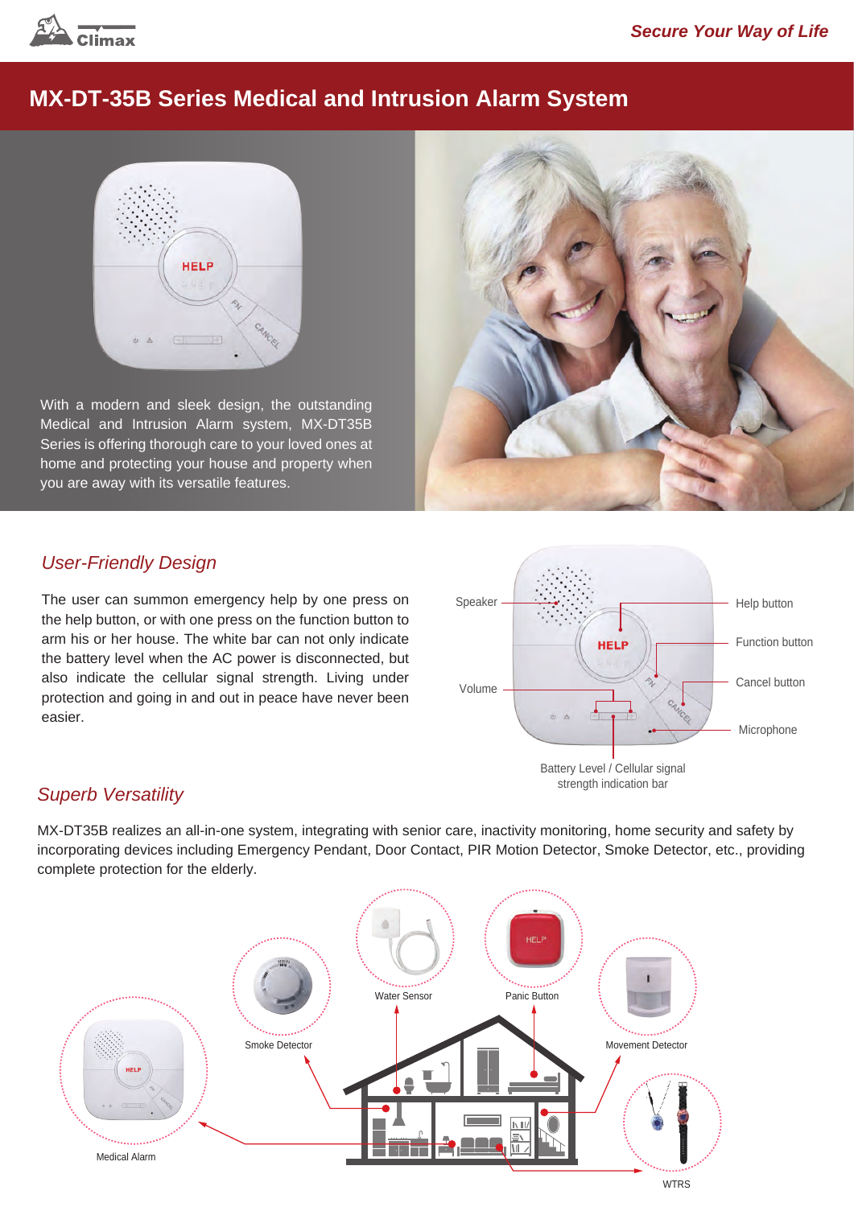# MX-DT-35B Series Medical and Intrusion Alarm System

Secure Your Way of Life

With a modern and sleek design, the outstanding Medical and Intrusion Alarm system, MX-DT35B Series is offering thorough care to your loved ones at home and protecting your house and property when you are away with its versatile features.

## *User-Friendly Design*

The user can summon emergency help by one press on the help button, or with one press on the function button to arm his or her house. The white bar can not only indicate the battery level when the AC power is disconnected, but also indicate the cellular signal strength. Living under protection and going in and out in peace have never been easier.

Speaker
Volume
Help button
Function button
Cancel button
Microphone
Battery Level / Cellular signal strength indication bar

## *Superb Versatility*

MX-DT35B realizes an all-in-one system, integrating with senior care, inactivity monitoring, home security and safety by incorporating devices including Emergency Pendant, Door Contact, PIR Motion Detector, Smoke Detector, etc., providing complete protection for the elderly.

Medical Alarm
Smoke Detector
Water Sensor
Panic Button
Movement Detector
WTRS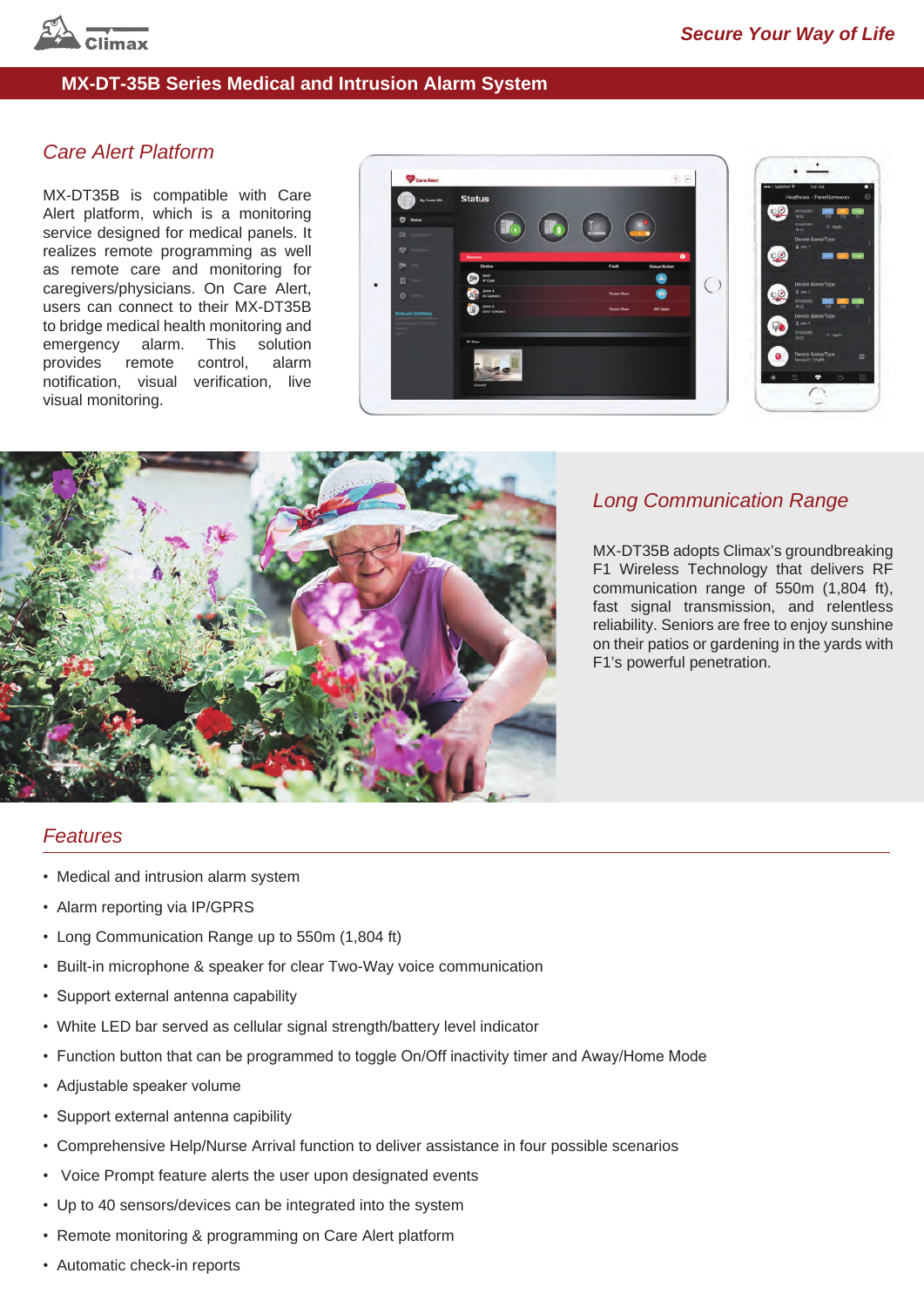# MX-DT-35B Series Medical and Intrusion Alarm System

## Care Alert Platform

MX-DT35B is compatible with Care Alert platform, which is a monitoring service designed for medical panels. It realizes remote programming as well as remote care and monitoring for caregivers/physicians. On Care Alert, users can connect to their MX-DT35B to bridge medical health monitoring and emergency alarm. This solution provides remote control, alarm notification, visual verification, live visual monitoring.

## Long Communication Range

MX-DT35B adopts Climax's groundbreaking F1 Wireless Technology that delivers RF communication range of 550m (1,804 ft), fast signal transmission, and relentless reliability. Seniors are free to enjoy sunshine on their patios or gardening in the yards with F1's powerful penetration.

## Features

- Medical and intrusion alarm system
- Alarm reporting via IP/GPRS
- Long Communication Range up to 550m (1,804 ft)
- Built-in microphone & speaker for clear Two-Way voice communication
- Support external antenna capability
- White LED bar served as cellular signal strength/battery level indicator
- Function button that can be programmed to toggle On/Off inactivity timer and Away/Home Mode
- Adjustable speaker volume
- Support external antenna capibility
- Comprehensive Help/Nurse Arrival function to deliver assistance in four possible scenarios
- Voice Prompt feature alerts the user upon designated events
- Up to 40 sensors/devices can be integrated into the system
- Remote monitoring & programming on Care Alert platform
- Automatic check-in reports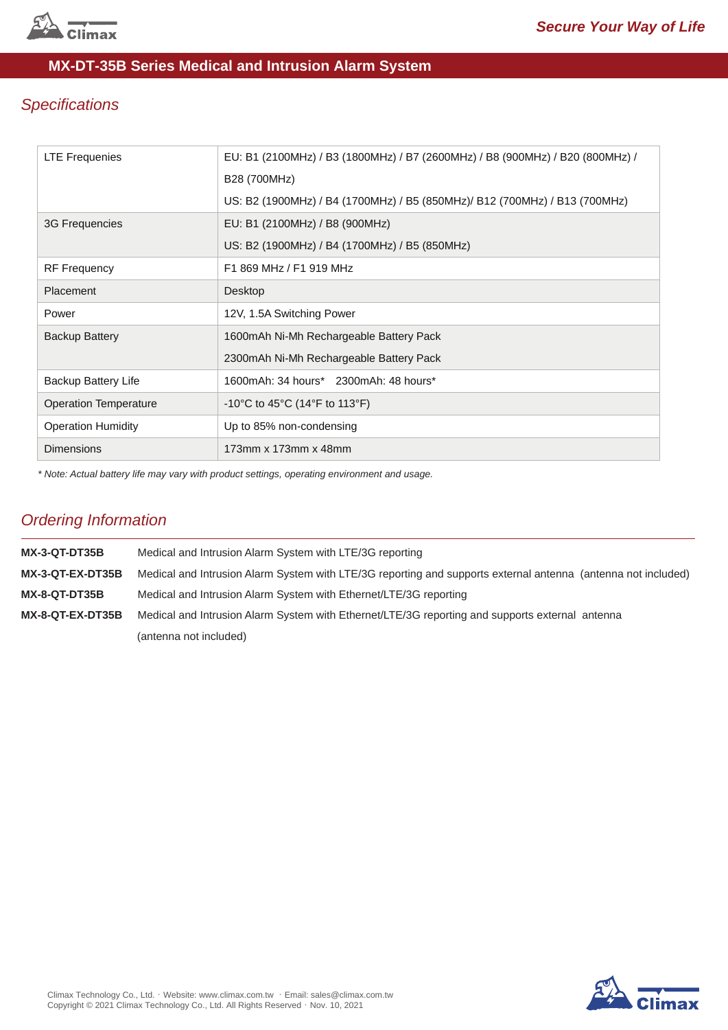# MX-DT-35B Series Medical and Intrusion Alarm System

## Specifications

| | |
|---|---|
| LTE Frequenies | EU: B1 (2100MHz) / B3 (1800MHz) / B7 (2600MHz) / B8 (900MHz) / B20 (800MHz) / B28 (700MHz)<br>US: B2 (1900MHz) / B4 (1700MHz) / B5 (850MHz)/ B12 (700MHz) / B13 (700MHz) |
| 3G Frequencies | EU: B1 (2100MHz) / B8 (900MHz)<br>US: B2 (1900MHz) / B4 (1700MHz) / B5 (850MHz) |
| RF Frequency | F1 869 MHz / F1 919 MHz |
| Placement | Desktop |
| Power | 12V, 1.5A Switching Power |
| Backup Battery | 1600mAh Ni-Mh Rechargeable Battery Pack<br>2300mAh Ni-Mh Rechargeable Battery Pack |
| Backup Battery Life | 1600mAh: 34 hours* 2300mAh: 48 hours* |
| Operation Temperature | -10°C to 45°C (14°F to 113°F) |
| Operation Humidity | Up to 85% non-condensing |
| Dimensions | 173mm x 173mm x 48mm |

*\* Note: Actual battery life may vary with product settings, operating environment and usage.*

## Ordering Information

| | |
|---|---|
| **MX-3-QT-DT35B** | Medical and Intrusion Alarm System with LTE/3G reporting |
| **MX-3-QT-EX-DT35B** | Medical and Intrusion Alarm System with LTE/3G reporting and supports external antenna (antenna not included) |
| **MX-8-QT-DT35B** | Medical and Intrusion Alarm System with Ethernet/LTE/3G reporting |
| **MX-8-QT-EX-DT35B** | Medical and Intrusion Alarm System with Ethernet/LTE/3G reporting and supports external antenna (antenna not included) |

Climax Technology Co., Ltd. · Website: www.climax.com.tw · Email: sales@climax.com.tw
Copyright © 2021 Climax Technology Co., Ltd. All Rights Reserved · Nov. 10, 2021